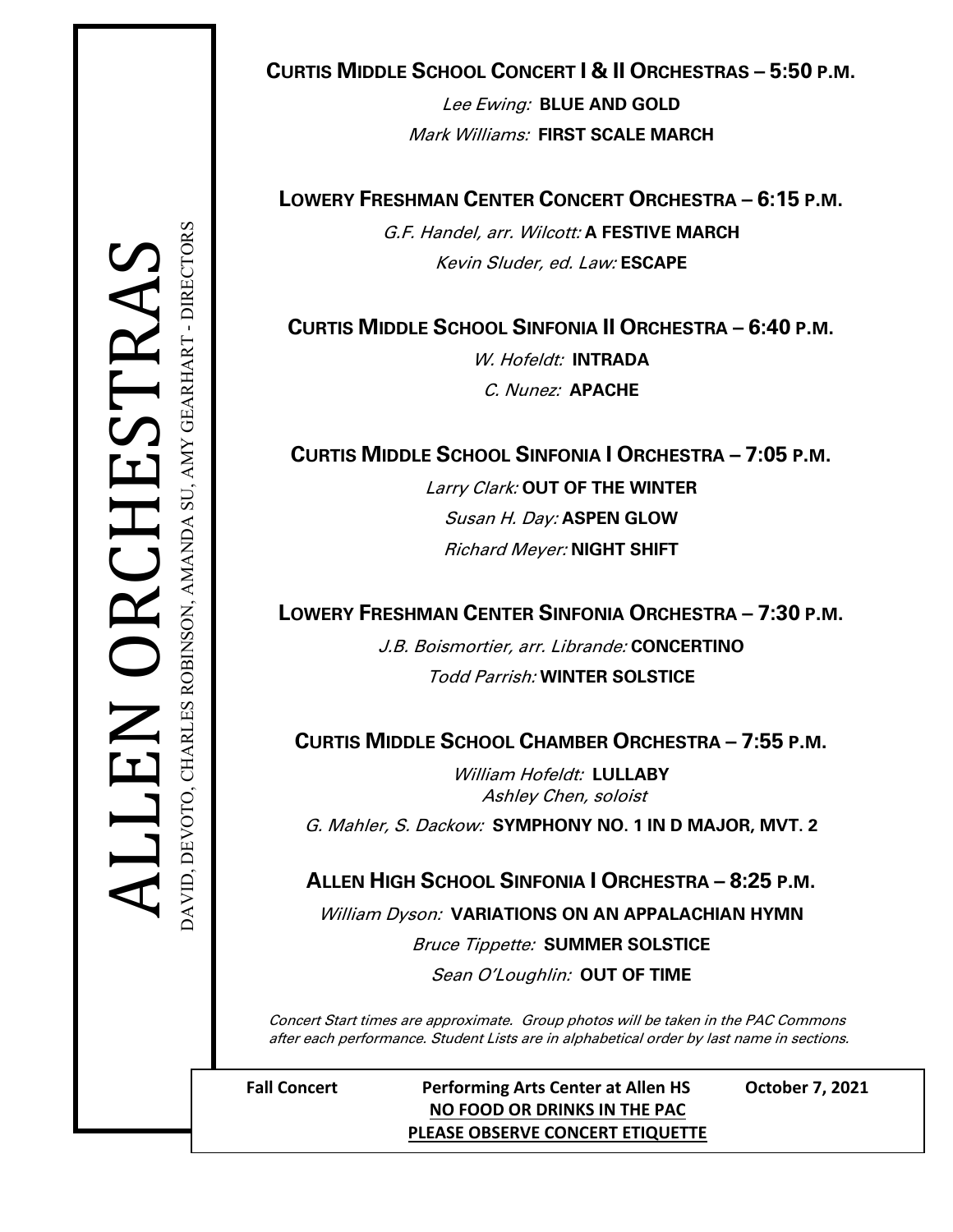# ALLEN ORCHESTRAS

DAVID, DEVOTO, CHARLES ROBINSON, AMANDA SU, AMY GEARHART - DIRECTORS

## CURTIS MIDDLE SCHOOL CONCERT I & II ORCHESTRAS – 5:50 P.M.

*Lee Ewing:* **BLUE AND GOLD**

*Mark Williams:* **FIRST SCALE MARCH**

## LOWERY FRESHMAN CENTER CONCERT ORCHESTRA – 6:15 P.M.

*G.F. Handel, arr. Wilcott:* **A FESTIVE MARCH**

*Kevin Sluder, ed. Law:* **ESCAPE**

## CURTIS MIDDLE SCHOOL SINFONIA II ORCHESTRA – 6:40 P.M.

*W. Hofeldt:* **INTRADA**

*C. Nunez:* **APACHE**

## CURTIS MIDDLE SCHOOL SINFONIA I ORCHESTRA – 7:05 P.M.

*Larry Clark:* **OUT OF THE WINTER**

*Susan H. Day:* **ASPEN GLOW**

*Richard Meyer:* **NIGHT SHIFT**

## LOWERY FRESHMAN CENTER SINFONIA ORCHESTRA – 7:30 P.M.

*J.B. Boismortier, arr. Librande:* **CONCERTINO**

*Todd Parrish:* **WINTER SOLSTICE**

## CURTIS MIDDLE SCHOOL CHAMBER ORCHESTRA – 7:55 P.M.

*William Hofeldt:* **LULLABY**
*Ashley Chen, soloist*

*G. Mahler, S. Dackow:* **SYMPHONY NO. 1 IN D MAJOR, MVT. 2**

## ALLEN HIGH SCHOOL SINFONIA I ORCHESTRA – 8:25 P.M.

*William Dyson:* **VARIATIONS ON AN APPALACHIAN HYMN**

*Bruce Tippette:* **SUMMER SOLSTICE**

*Sean O'Loughlin:* **OUT OF TIME**

*Concert Start times are approximate. Group photos will be taken in the PAC Commons after each performance. Student Lists are in alphabetical order by last name in sections.*

**Fall Concert** **Performing Arts Center at Allen HS** **October 7, 2021**

**NO FOOD OR DRINKS IN THE PAC**

**PLEASE OBSERVE CONCERT ETIQUETTE**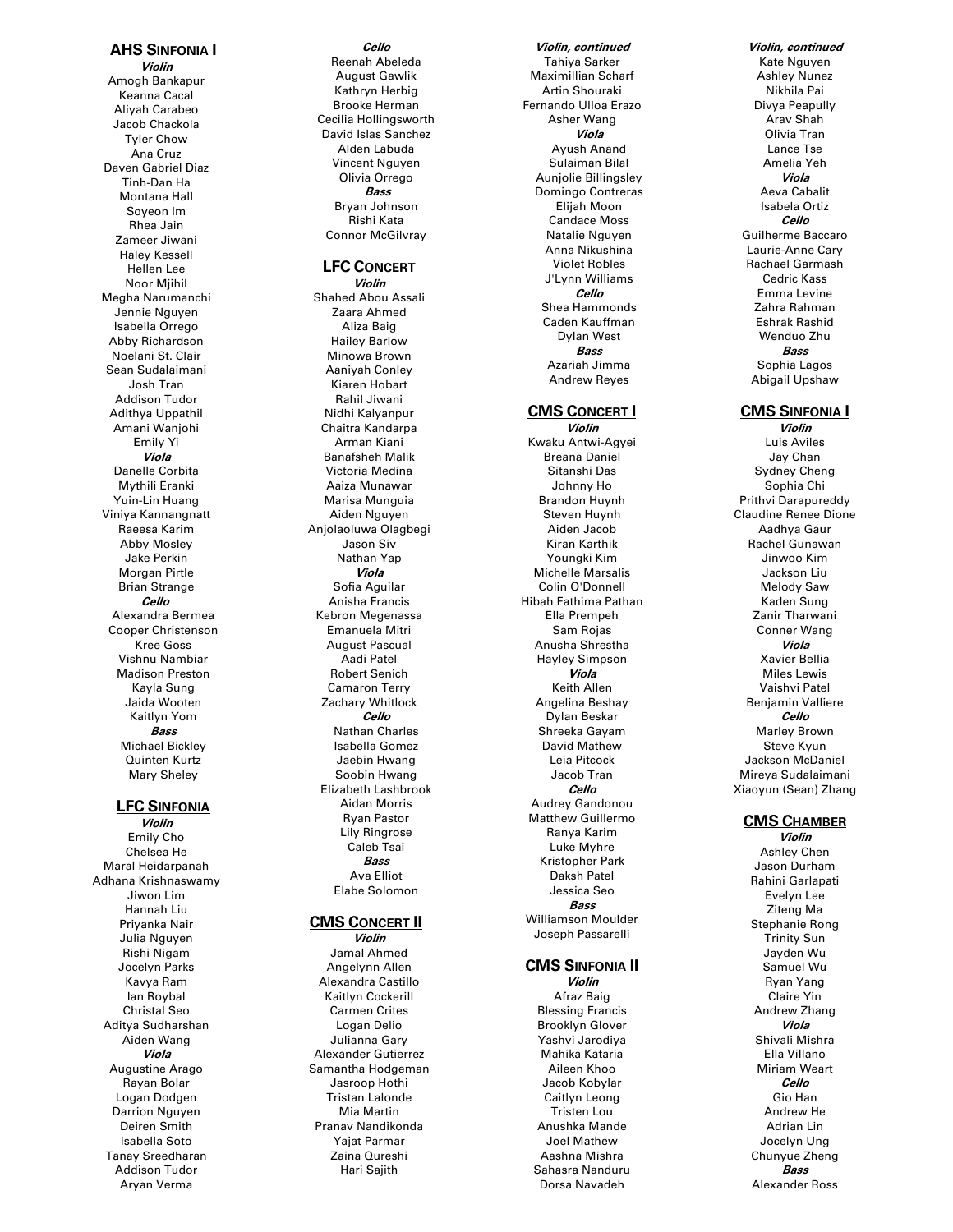## AHS Sinfonia I

***Violin***

Amogh Bankapur
Keanna Cacal
Aliyah Carabeo
Jacob Chackola
Tyler Chow
Ana Cruz
Daven Gabriel Diaz
Tinh-Dan Ha
Montana Hall
Soyeon Im
Rhea Jain
Zameer Jiwani
Haley Kessell
Hellen Lee
Noor Mjihil
Megha Narumanchi
Jennie Nguyen
Isabella Orrego
Abby Richardson
Noelani St. Clair
Sean Sudalaimani
Josh Tran
Addison Tudor
Adithya Uppathil
Amani Wanjohi
Emily Yi

***Viola***

Danelle Corbita
Mythili Eranki
Yuin-Lin Huang
Viniya Kannangnatt
Raeesa Karim
Abby Mosley
Jake Perkin
Morgan Pirtle
Brian Strange

***Cello***

Alexandra Bermea
Cooper Christenson
Kree Goss
Vishnu Nambiar
Madison Preston
Kayla Sung
Jaida Wooten
Kaitlyn Yom

***Bass***

Michael Bickley
Quinten Kurtz
Mary Sheley

## LFC Sinfonia

***Violin***

Emily Cho
Chelsea He
Maral Heidarpanah
Adhana Krishnaswamy
Jiwon Lim
Hannah Liu
Priyanka Nair
Julia Nguyen
Rishi Nigam
Jocelyn Parks
Kavya Ram
Ian Roybal
Christal Seo
Aditya Sudharshan
Aiden Wang

***Viola***

Augustine Arago
Rayan Bolar
Logan Dodgen
Darrion Nguyen
Deiren Smith
Isabella Soto
Tanay Sreedharan
Addison Tudor
Aryan Verma

***Cello***

Reenah Abeleda
August Gawlik
Kathryn Herbig
Brooke Herman
Cecilia Hollingsworth
David Islas Sanchez
Alden Labuda
Vincent Nguyen
Olivia Orrego

***Bass***

Bryan Johnson
Rishi Kata
Connor McGilvray

## LFC Concert

***Violin***

Shahed Abou Assali
Zaara Ahmed
Aliza Baig
Hailey Barlow
Minowa Brown
Aaniyah Conley
Kiaren Hobart
Rahil Jiwani
Nidhi Kalyanpur
Chaitra Kandarpa
Arman Kiani
Banafsheh Malik
Victoria Medina
Aaiza Munawar
Marisa Munguia
Aiden Nguyen
Anjolaoluwa Olagbegi
Jason Siv
Nathan Yap

***Viola***

Sofia Aguilar
Anisha Francis
Kebron Megenassa
Emanuela Mitri
August Pascual
Aadi Patel
Robert Senich
Camaron Terry
Zachary Whitlock

***Cello***

Nathan Charles
Isabella Gomez
Jaebin Hwang
Soobin Hwang
Elizabeth Lashbrook
Aidan Morris
Ryan Pastor
Lily Ringrose
Caleb Tsai

***Bass***

Ava Elliot
Elabe Solomon

## CMS Concert II

***Violin***

Jamal Ahmed
Angelynn Allen
Alexandra Castillo
Kaitlyn Cockerill
Carmen Crites
Logan Delio
Julianna Gary
Alexander Gutierrez
Samantha Hodgeman
Jasroop Hothi
Tristan Lalonde
Mia Martin
Pranav Nandikonda
Yajat Parmar
Zaina Qureshi
Hari Sajith

***Violin, continued***

Tahiya Sarker
Maximillian Scharf
Artin Shouraki
Fernando Ulloa Erazo
Asher Wang

***Viola***

Ayush Anand
Sulaiman Bilal
Aunjolie Billingsley
Domingo Contreras
Elijah Moon
Candace Moss
Natalie Nguyen
Anna Nikushina
Violet Robles
J'Lynn Williams

***Cello***

Shea Hammonds
Caden Kauffman
Dylan West

***Bass***

Azariah Jimma
Andrew Reyes

## CMS Concert I

***Violin***

Kwaku Antwi-Agyei
Breana Daniel
Sitanshi Das
Johnny Ho
Brandon Huynh
Steven Huynh
Aiden Jacob
Kiran Karthik
Youngki Kim
Michelle Marsalis
Colin O'Donnell
Hibah Fathima Pathan
Ella Prempeh
Sam Rojas
Anusha Shrestha
Hayley Simpson

***Viola***

Keith Allen
Angelina Beshay
Dylan Beskar
Shreeka Gayam
David Mathew
Leia Pitcock
Jacob Tran

***Cello***

Audrey Gandonou
Matthew Guillermo
Ranya Karim
Luke Myhre
Kristopher Park
Daksh Patel
Jessica Seo

***Bass***

Williamson Moulder
Joseph Passarelli

## CMS Sinfonia II

***Violin***

Afraz Baig
Blessing Francis
Brooklyn Glover
Yashvi Jarodiya
Mahika Kataria
Aileen Khoo
Jacob Kobylar
Caitlyn Leong
Tristen Lou
Anushka Mande
Joel Mathew
Aashna Mishra
Sahasra Nanduru
Dorsa Navadeh

***Violin, continued***

Kate Nguyen
Ashley Nunez
Nikhila Pai
Divya Peapully
Arav Shah
Olivia Tran
Lance Tse
Amelia Yeh

***Viola***

Aeva Cabalit
Isabela Ortiz

***Cello***

Guilherme Baccaro
Laurie-Anne Cary
Rachael Garmash
Cedric Kass
Emma Levine
Zahra Rahman
Eshrak Rashid
Wenduo Zhu

***Bass***

Sophia Lagos
Abigail Upshaw

## CMS Sinfonia I

***Violin***

Luis Aviles
Jay Chan
Sydney Cheng
Sophia Chi
Prithvi Darapureddy
Claudine Renee Dione
Aadhya Gaur
Rachel Gunawan
Jinwoo Kim
Jackson Liu
Melody Saw
Kaden Sung
Zanir Tharwani
Conner Wang

***Viola***

Xavier Bellia
Miles Lewis
Vaishvi Patel
Benjamin Valliere

***Cello***

Marley Brown
Steve Kyun
Jackson McDaniel
Mireya Sudalaimani
Xiaoyun (Sean) Zhang

## CMS Chamber

***Violin***

Ashley Chen
Jason Durham
Rahini Garlapati
Evelyn Lee
Ziteng Ma
Stephanie Rong
Trinity Sun
Jayden Wu
Samuel Wu
Ryan Yang
Claire Yin
Andrew Zhang

***Viola***

Shivali Mishra
Ella Villano
Miriam Weart

***Cello***

Gio Han
Andrew He
Adrian Lin
Jocelyn Ung
Chunyue Zheng

***Bass***

Alexander Ross